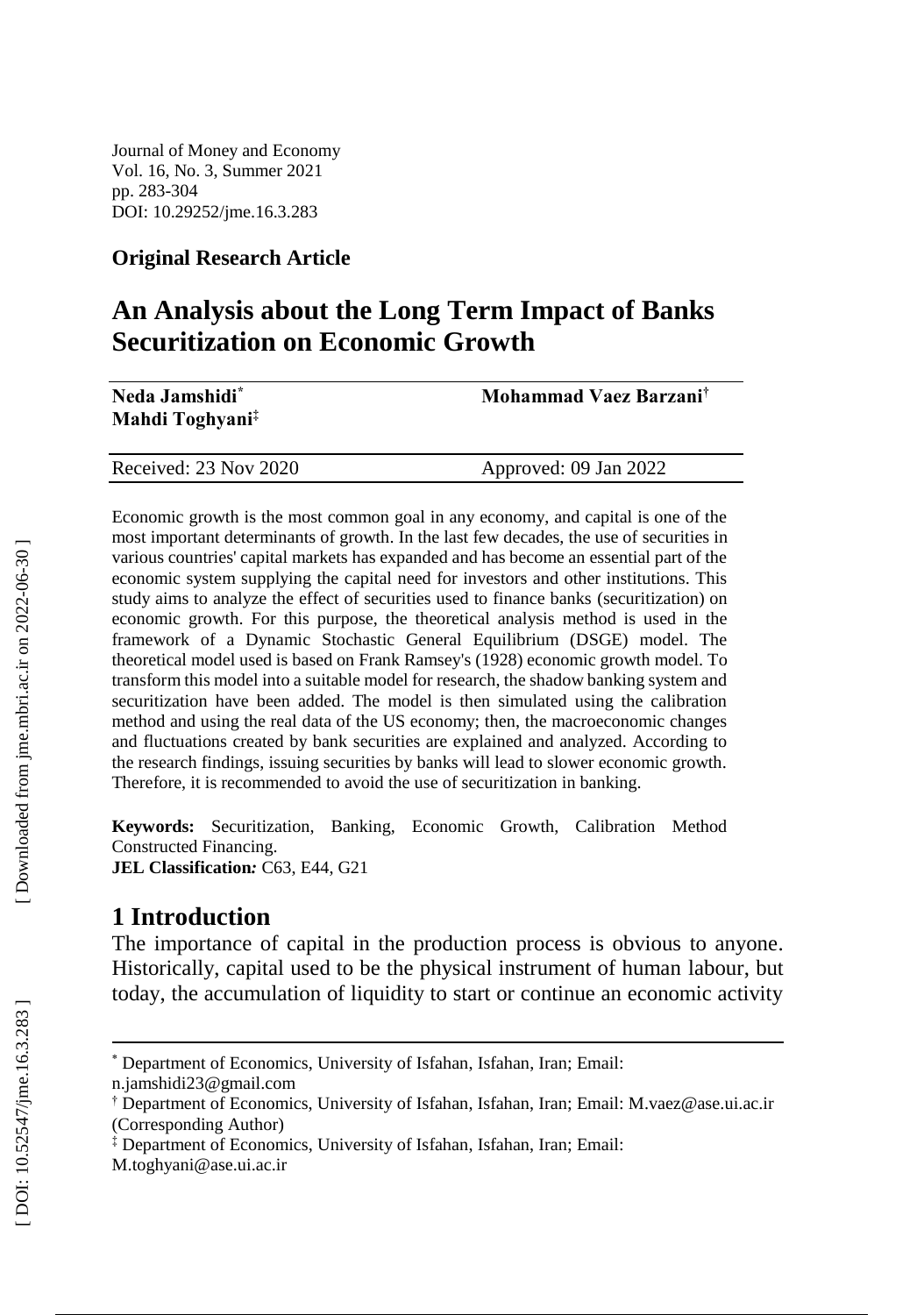Journal of Money and Economy
Vol. 16, No. 3, Summer 2021
pp. 283-304
DOI: 10.29252/jme.16.3.283

**Original Research Article**

# An Analysis about the Long Term Impact of Banks Securitization on Economic Growth

**Neda Jamshidi**[*] **Mohammad Vaez Barzani**[†] **Mahdi Toghyani**[‡]

Received: 23 Nov 2020 Approved: 09 Jan 2022

Economic growth is the most common goal in any economy, and capital is one of the most important determinants of growth. In the last few decades, the use of securities in various countries' capital markets has expanded and has become an essential part of the economic system supplying the capital need for investors and other institutions. This study aims to analyze the effect of securities used to finance banks (securitization) on economic growth. For this purpose, the theoretical analysis method is used in the framework of a Dynamic Stochastic General Equilibrium (DSGE) model. The theoretical model used is based on Frank Ramsey's (1928) economic growth model. To transform this model into a suitable model for research, the shadow banking system and securitization have been added. The model is then simulated using the calibration method and using the real data of the US economy; then, the macroeconomic changes and fluctuations created by bank securities are explained and analyzed. According to the research findings, issuing securities by banks will lead to slower economic growth. Therefore, it is recommended to avoid the use of securitization in banking.

**Keywords:** Securitization, Banking, Economic Growth, Calibration Method Constructed Financing.
**JEL Classification:** C63, E44, G21

## 1 Introduction

The importance of capital in the production process is obvious to anyone. Historically, capital used to be the physical instrument of human labour, but today, the accumulation of liquidity to start or continue an economic activity

---

[*] Department of Economics, University of Isfahan, Isfahan, Iran; Email: n.jamshidi23@gmail.com

[†] Department of Economics, University of Isfahan, Isfahan, Iran; Email: M.vaez@ase.ui.ac.ir (Corresponding Author)

[‡] Department of Economics, University of Isfahan, Isfahan, Iran; Email: M.toghyani@ase.ui.ac.ir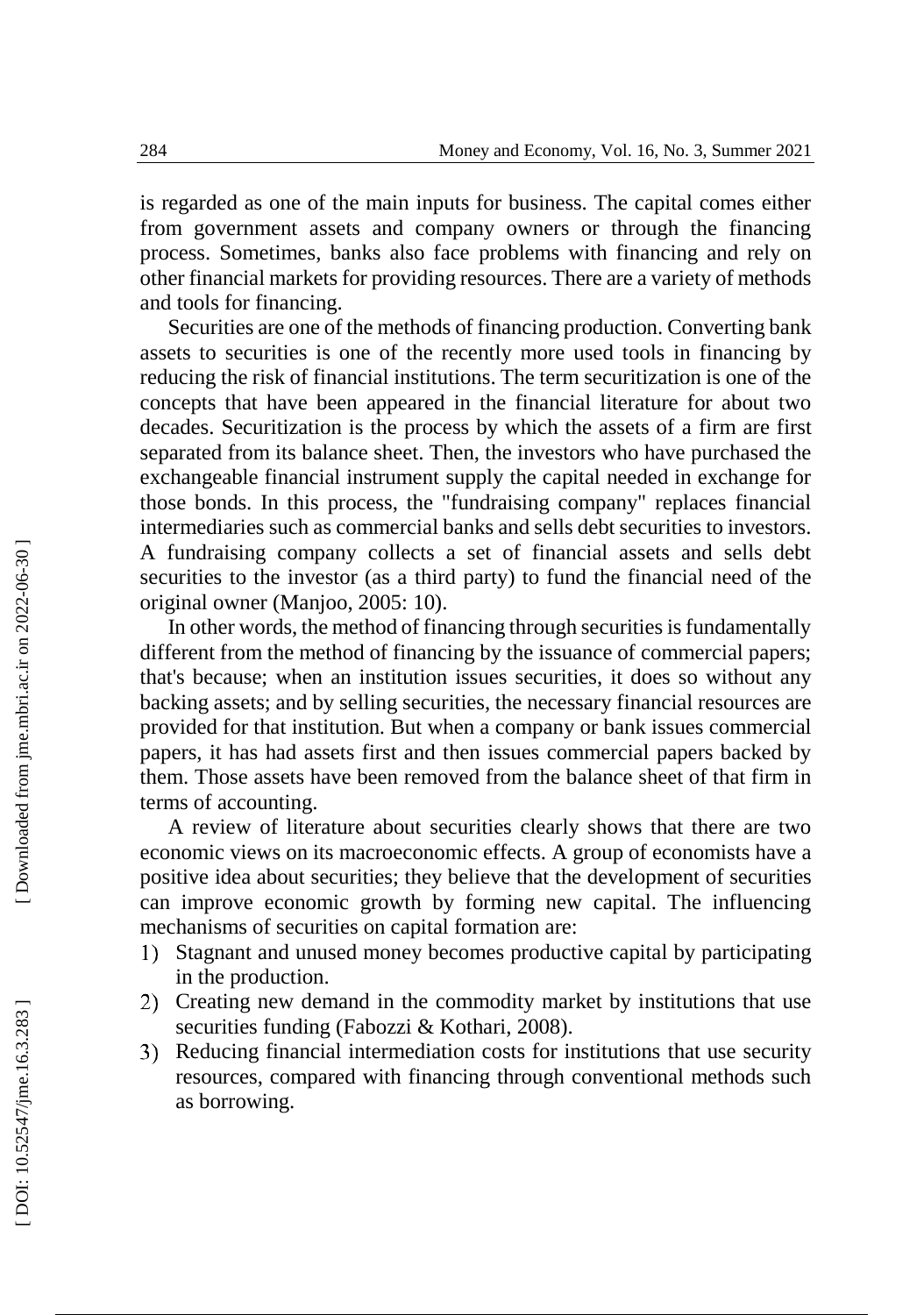is regarded as one of the main inputs for business. The capital comes either from government assets and company owners or through the financing process. Sometimes, banks also face problems with financing and rely on other financial markets for providing resources. There are a variety of methods and tools for financing.

Securities are one of the methods of financing production. Converting bank assets to securities is one of the recently more used tools in financing by reducing the risk of financial institutions. The term securitization is one of the concepts that have been appeared in the financial literature for about two decades. Securitization is the process by which the assets of a firm are first separated from its balance sheet. Then, the investors who have purchased the exchangeable financial instrument supply the capital needed in exchange for those bonds. In this process, the "fundraising company" replaces financial intermediaries such as commercial banks and sells debt securities to investors. A fundraising company collects a set of financial assets and sells debt securities to the investor (as a third party) to fund the financial need of the original owner (Manjoo, 2005: 10).

In other words, the method of financing through securities is fundamentally different from the method of financing by the issuance of commercial papers; that's because; when an institution issues securities, it does so without any backing assets; and by selling securities, the necessary financial resources are provided for that institution. But when a company or bank issues commercial papers, it has had assets first and then issues commercial papers backed by them. Those assets have been removed from the balance sheet of that firm in terms of accounting.

A review of literature about securities clearly shows that there are two economic views on its macroeconomic effects. A group of economists have a positive idea about securities; they believe that the development of securities can improve economic growth by forming new capital. The influencing mechanisms of securities on capital formation are:

1) Stagnant and unused money becomes productive capital by participating in the production.
2) Creating new demand in the commodity market by institutions that use securities funding (Fabozzi & Kothari, 2008).
3) Reducing financial intermediation costs for institutions that use security resources, compared with financing through conventional methods such as borrowing.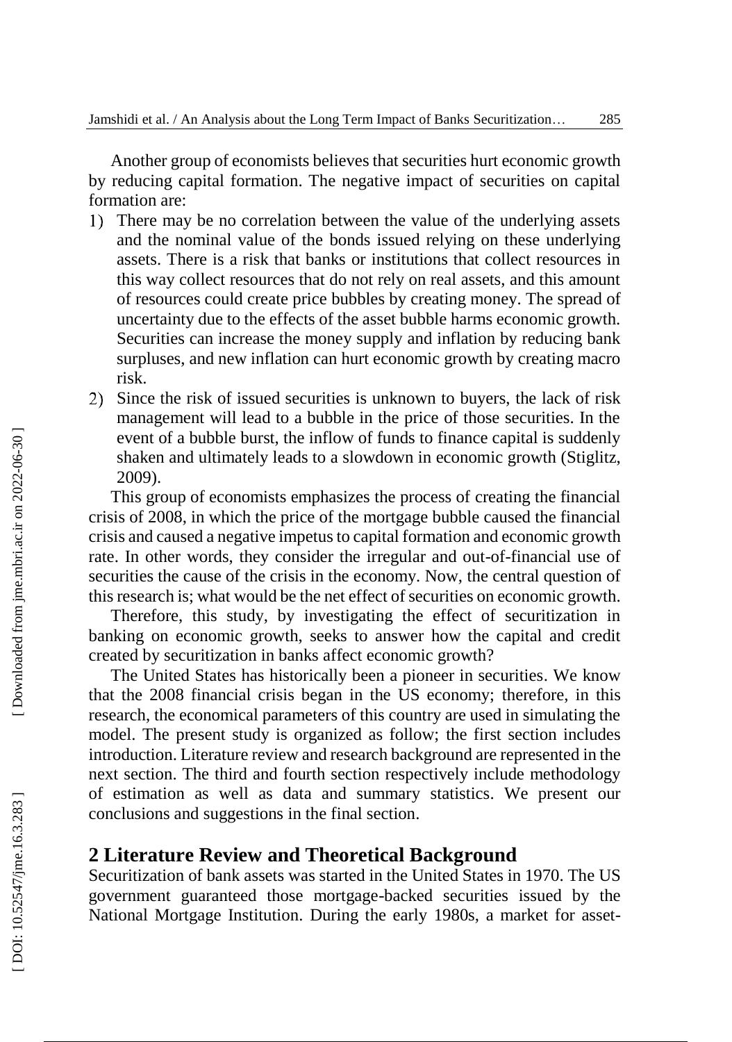Another group of economists believes that securities hurt economic growth by reducing capital formation. The negative impact of securities on capital formation are:

1) There may be no correlation between the value of the underlying assets and the nominal value of the bonds issued relying on these underlying assets. There is a risk that banks or institutions that collect resources in this way collect resources that do not rely on real assets, and this amount of resources could create price bubbles by creating money. The spread of uncertainty due to the effects of the asset bubble harms economic growth. Securities can increase the money supply and inflation by reducing bank surpluses, and new inflation can hurt economic growth by creating macro risk.
2) Since the risk of issued securities is unknown to buyers, the lack of risk management will lead to a bubble in the price of those securities. In the event of a bubble burst, the inflow of funds to finance capital is suddenly shaken and ultimately leads to a slowdown in economic growth (Stiglitz, 2009).

This group of economists emphasizes the process of creating the financial crisis of 2008, in which the price of the mortgage bubble caused the financial crisis and caused a negative impetus to capital formation and economic growth rate. In other words, they consider the irregular and out-of-financial use of securities the cause of the crisis in the economy. Now, the central question of this research is; what would be the net effect of securities on economic growth.

Therefore, this study, by investigating the effect of securitization in banking on economic growth, seeks to answer how the capital and credit created by securitization in banks affect economic growth?

The United States has historically been a pioneer in securities. We know that the 2008 financial crisis began in the US economy; therefore, in this research, the economical parameters of this country are used in simulating the model. The present study is organized as follow; the first section includes introduction. Literature review and research background are represented in the next section. The third and fourth section respectively include methodology of estimation as well as data and summary statistics. We present our conclusions and suggestions in the final section.

## 2 Literature Review and Theoretical Background

Securitization of bank assets was started in the United States in 1970. The US government guaranteed those mortgage-backed securities issued by the National Mortgage Institution. During the early 1980s, a market for asset-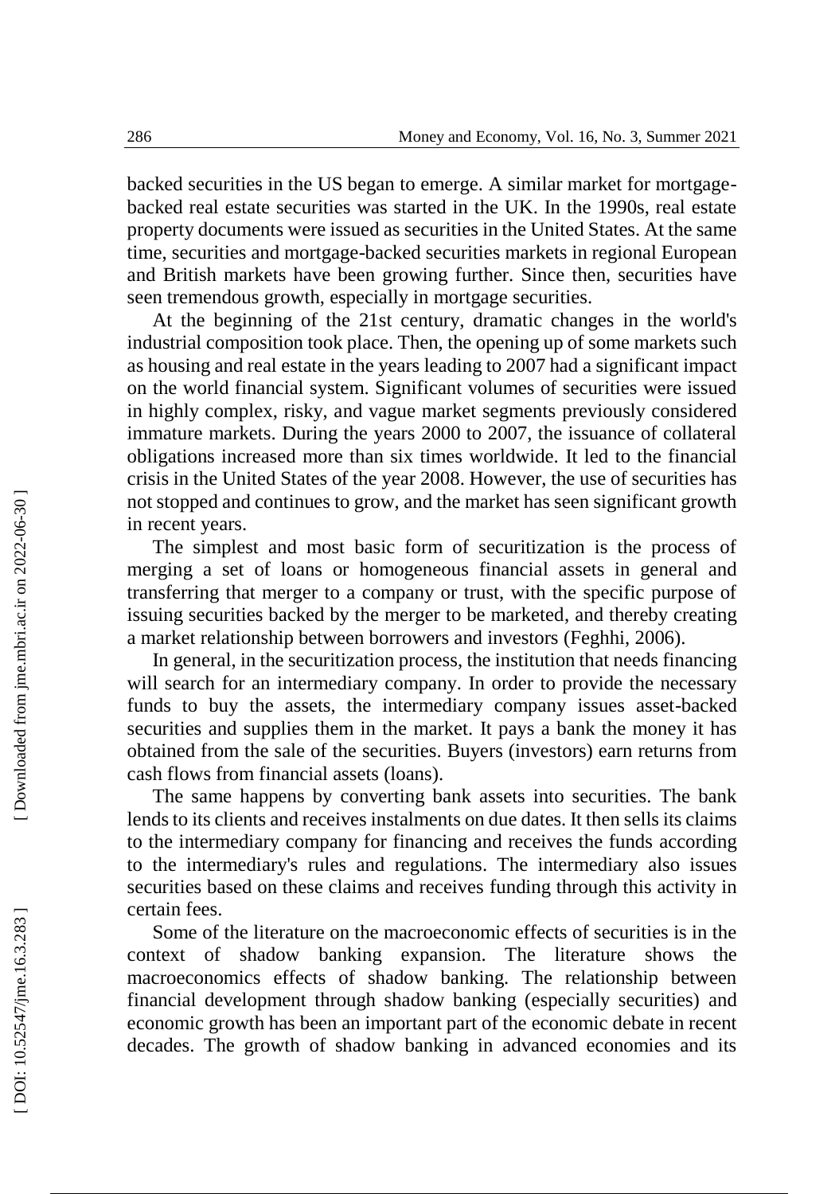backed securities in the US began to emerge. A similar market for mortgage-backed real estate securities was started in the UK. In the 1990s, real estate property documents were issued as securities in the United States. At the same time, securities and mortgage-backed securities markets in regional European and British markets have been growing further. Since then, securities have seen tremendous growth, especially in mortgage securities.

At the beginning of the 21st century, dramatic changes in the world's industrial composition took place. Then, the opening up of some markets such as housing and real estate in the years leading to 2007 had a significant impact on the world financial system. Significant volumes of securities were issued in highly complex, risky, and vague market segments previously considered immature markets. During the years 2000 to 2007, the issuance of collateral obligations increased more than six times worldwide. It led to the financial crisis in the United States of the year 2008. However, the use of securities has not stopped and continues to grow, and the market has seen significant growth in recent years.

The simplest and most basic form of securitization is the process of merging a set of loans or homogeneous financial assets in general and transferring that merger to a company or trust, with the specific purpose of issuing securities backed by the merger to be marketed, and thereby creating a market relationship between borrowers and investors (Feghhi, 2006).

In general, in the securitization process, the institution that needs financing will search for an intermediary company. In order to provide the necessary funds to buy the assets, the intermediary company issues asset-backed securities and supplies them in the market. It pays a bank the money it has obtained from the sale of the securities. Buyers (investors) earn returns from cash flows from financial assets (loans).

The same happens by converting bank assets into securities. The bank lends to its clients and receives instalments on due dates. It then sells its claims to the intermediary company for financing and receives the funds according to the intermediary's rules and regulations. The intermediary also issues securities based on these claims and receives funding through this activity in certain fees.

Some of the literature on the macroeconomic effects of securities is in the context of shadow banking expansion. The literature shows the macroeconomics effects of shadow banking. The relationship between financial development through shadow banking (especially securities) and economic growth has been an important part of the economic debate in recent decades. The growth of shadow banking in advanced economies and its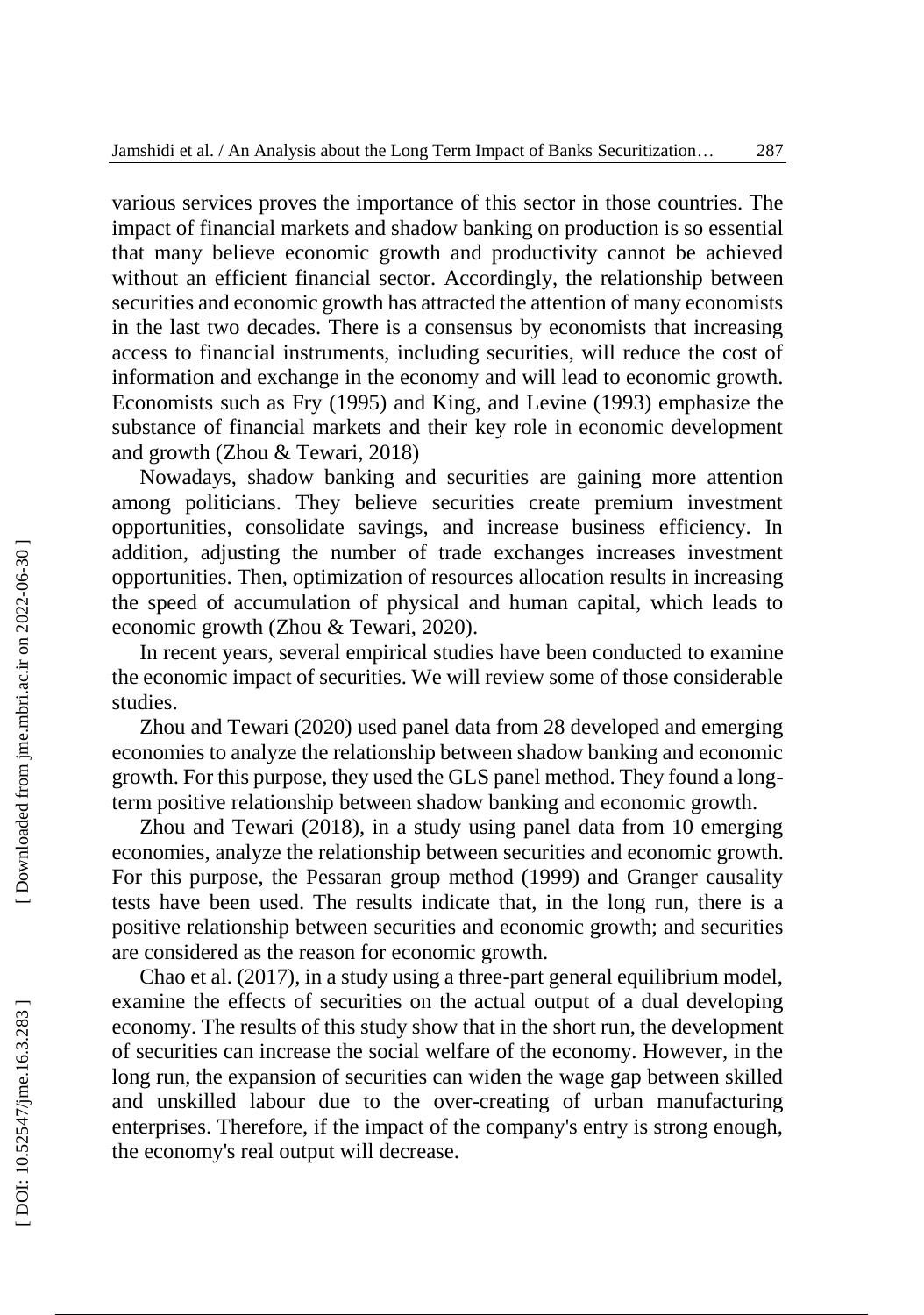various services proves the importance of this sector in those countries. The impact of financial markets and shadow banking on production is so essential that many believe economic growth and productivity cannot be achieved without an efficient financial sector. Accordingly, the relationship between securities and economic growth has attracted the attention of many economists in the last two decades. There is a consensus by economists that increasing access to financial instruments, including securities, will reduce the cost of information and exchange in the economy and will lead to economic growth. Economists such as Fry (1995) and King, and Levine (1993) emphasize the substance of financial markets and their key role in economic development and growth (Zhou & Tewari, 2018)

Nowadays, shadow banking and securities are gaining more attention among politicians. They believe securities create premium investment opportunities, consolidate savings, and increase business efficiency. In addition, adjusting the number of trade exchanges increases investment opportunities. Then, optimization of resources allocation results in increasing the speed of accumulation of physical and human capital, which leads to economic growth (Zhou & Tewari, 2020).

In recent years, several empirical studies have been conducted to examine the economic impact of securities. We will review some of those considerable studies.

Zhou and Tewari (2020) used panel data from 28 developed and emerging economies to analyze the relationship between shadow banking and economic growth. For this purpose, they used the GLS panel method. They found a long-term positive relationship between shadow banking and economic growth.

Zhou and Tewari (2018), in a study using panel data from 10 emerging economies, analyze the relationship between securities and economic growth. For this purpose, the Pessaran group method (1999) and Granger causality tests have been used. The results indicate that, in the long run, there is a positive relationship between securities and economic growth; and securities are considered as the reason for economic growth.

Chao et al. (2017), in a study using a three-part general equilibrium model, examine the effects of securities on the actual output of a dual developing economy. The results of this study show that in the short run, the development of securities can increase the social welfare of the economy. However, in the long run, the expansion of securities can widen the wage gap between skilled and unskilled labour due to the over-creating of urban manufacturing enterprises. Therefore, if the impact of the company's entry is strong enough, the economy's real output will decrease.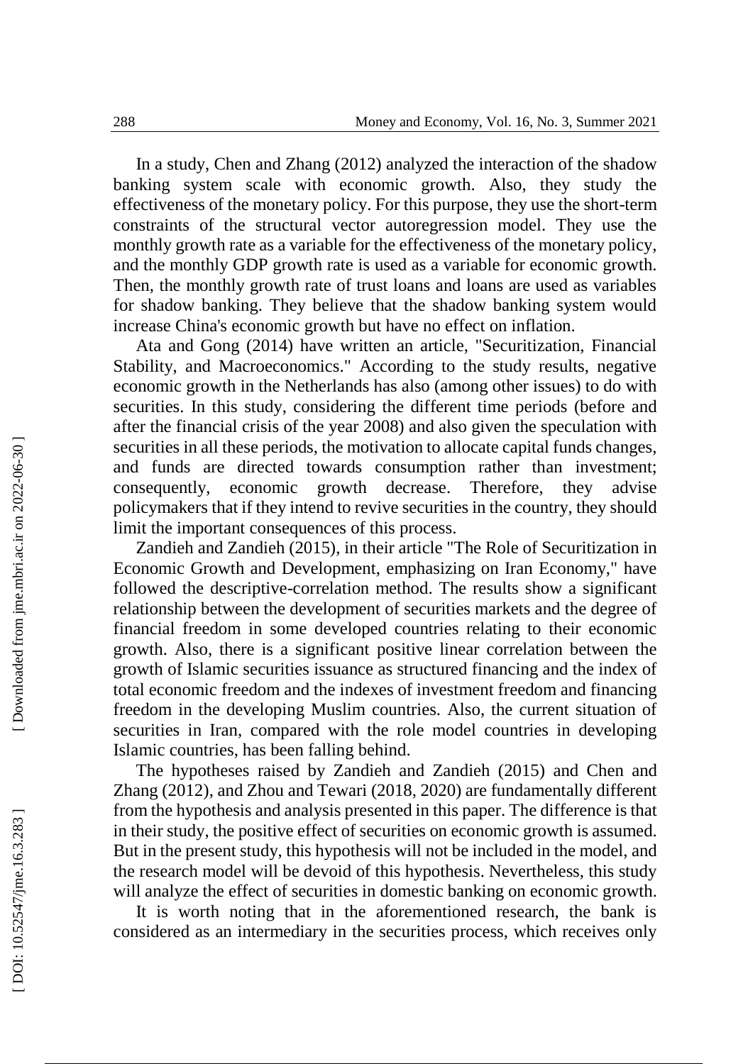In a study, Chen and Zhang (2012) analyzed the interaction of the shadow banking system scale with economic growth. Also, they study the effectiveness of the monetary policy. For this purpose, they use the short-term constraints of the structural vector autoregression model. They use the monthly growth rate as a variable for the effectiveness of the monetary policy, and the monthly GDP growth rate is used as a variable for economic growth. Then, the monthly growth rate of trust loans and loans are used as variables for shadow banking. They believe that the shadow banking system would increase China's economic growth but have no effect on inflation.

Ata and Gong (2014) have written an article, "Securitization, Financial Stability, and Macroeconomics." According to the study results, negative economic growth in the Netherlands has also (among other issues) to do with securities. In this study, considering the different time periods (before and after the financial crisis of the year 2008) and also given the speculation with securities in all these periods, the motivation to allocate capital funds changes, and funds are directed towards consumption rather than investment; consequently, economic growth decrease. Therefore, they advise policymakers that if they intend to revive securities in the country, they should limit the important consequences of this process.

Zandieh and Zandieh (2015), in their article "The Role of Securitization in Economic Growth and Development, emphasizing on Iran Economy," have followed the descriptive-correlation method. The results show a significant relationship between the development of securities markets and the degree of financial freedom in some developed countries relating to their economic growth. Also, there is a significant positive linear correlation between the growth of Islamic securities issuance as structured financing and the index of total economic freedom and the indexes of investment freedom and financing freedom in the developing Muslim countries. Also, the current situation of securities in Iran, compared with the role model countries in developing Islamic countries, has been falling behind.

The hypotheses raised by Zandieh and Zandieh (2015) and Chen and Zhang (2012), and Zhou and Tewari (2018, 2020) are fundamentally different from the hypothesis and analysis presented in this paper. The difference is that in their study, the positive effect of securities on economic growth is assumed. But in the present study, this hypothesis will not be included in the model, and the research model will be devoid of this hypothesis. Nevertheless, this study will analyze the effect of securities in domestic banking on economic growth.

It is worth noting that in the aforementioned research, the bank is considered as an intermediary in the securities process, which receives only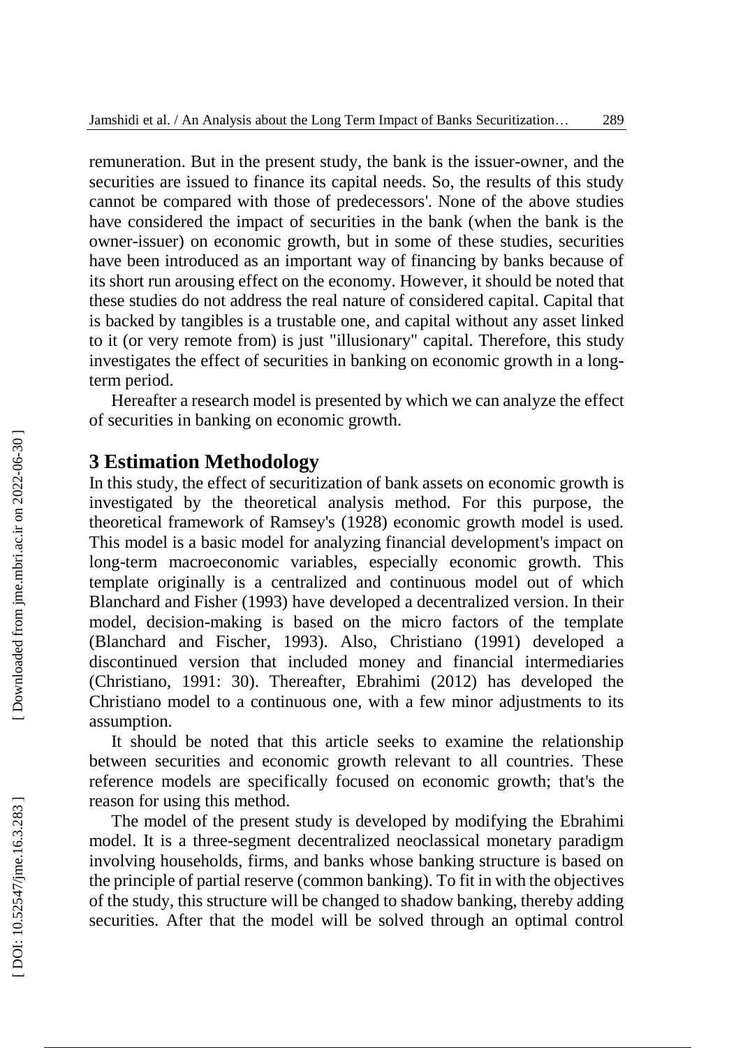remuneration. But in the present study, the bank is the issuer-owner, and the securities are issued to finance its capital needs. So, the results of this study cannot be compared with those of predecessors'. None of the above studies have considered the impact of securities in the bank (when the bank is the owner-issuer) on economic growth, but in some of these studies, securities have been introduced as an important way of financing by banks because of its short run arousing effect on the economy. However, it should be noted that these studies do not address the real nature of considered capital. Capital that is backed by tangibles is a trustable one, and capital without any asset linked to it (or very remote from) is just "illusionary" capital. Therefore, this study investigates the effect of securities in banking on economic growth in a long-term period.

Hereafter a research model is presented by which we can analyze the effect of securities in banking on economic growth.

## 3 Estimation Methodology

In this study, the effect of securitization of bank assets on economic growth is investigated by the theoretical analysis method. For this purpose, the theoretical framework of Ramsey's (1928) economic growth model is used. This model is a basic model for analyzing financial development's impact on long-term macroeconomic variables, especially economic growth. This template originally is a centralized and continuous model out of which Blanchard and Fisher (1993) have developed a decentralized version. In their model, decision-making is based on the micro factors of the template (Blanchard and Fischer, 1993). Also, Christiano (1991) developed a discontinued version that included money and financial intermediaries (Christiano, 1991: 30). Thereafter, Ebrahimi (2012) has developed the Christiano model to a continuous one, with a few minor adjustments to its assumption.

It should be noted that this article seeks to examine the relationship between securities and economic growth relevant to all countries. These reference models are specifically focused on economic growth; that's the reason for using this method.

The model of the present study is developed by modifying the Ebrahimi model. It is a three-segment decentralized neoclassical monetary paradigm involving households, firms, and banks whose banking structure is based on the principle of partial reserve (common banking). To fit in with the objectives of the study, this structure will be changed to shadow banking, thereby adding securities. After that the model will be solved through an optimal control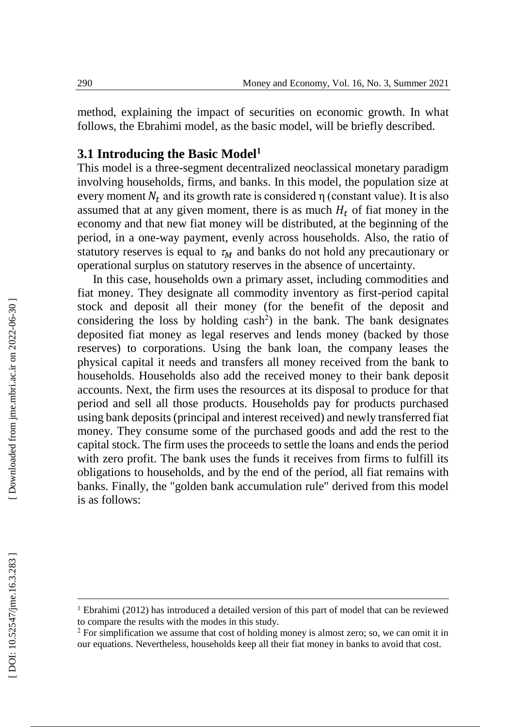method, explaining the impact of securities on economic growth. In what follows, the Ebrahimi model, as the basic model, will be briefly described.

### 3.1 Introducing the Basic Model[1]

This model is a three-segment decentralized neoclassical monetary paradigm involving households, firms, and banks. In this model, the population size at every moment $N_t$ and its growth rate is considered η (constant value). It is also assumed that at any given moment, there is as much $H_t$ of fiat money in the economy and that new fiat money will be distributed, at the beginning of the period, in a one-way payment, evenly across households. Also, the ratio of statutory reserves is equal to $\tau_M$ and banks do not hold any precautionary or operational surplus on statutory reserves in the absence of uncertainty.

In this case, households own a primary asset, including commodities and fiat money. They designate all commodity inventory as first-period capital stock and deposit all their money (for the benefit of the deposit and considering the loss by holding cash[2]) in the bank. The bank designates deposited fiat money as legal reserves and lends money (backed by those reserves) to corporations. Using the bank loan, the company leases the physical capital it needs and transfers all money received from the bank to households. Households also add the received money to their bank deposit accounts. Next, the firm uses the resources at its disposal to produce for that period and sell all those products. Households pay for products purchased using bank deposits (principal and interest received) and newly transferred fiat money. They consume some of the purchased goods and add the rest to the capital stock. The firm uses the proceeds to settle the loans and ends the period with zero profit. The bank uses the funds it receives from firms to fulfill its obligations to households, and by the end of the period, all fiat remains with banks. Finally, the "golden bank accumulation rule" derived from this model is as follows:

---

[1] Ebrahimi (2012) has introduced a detailed version of this part of model that can be reviewed to compare the results with the modes in this study.

[2] For simplification we assume that cost of holding money is almost zero; so, we can omit it in our equations. Nevertheless, households keep all their fiat money in banks to avoid that cost.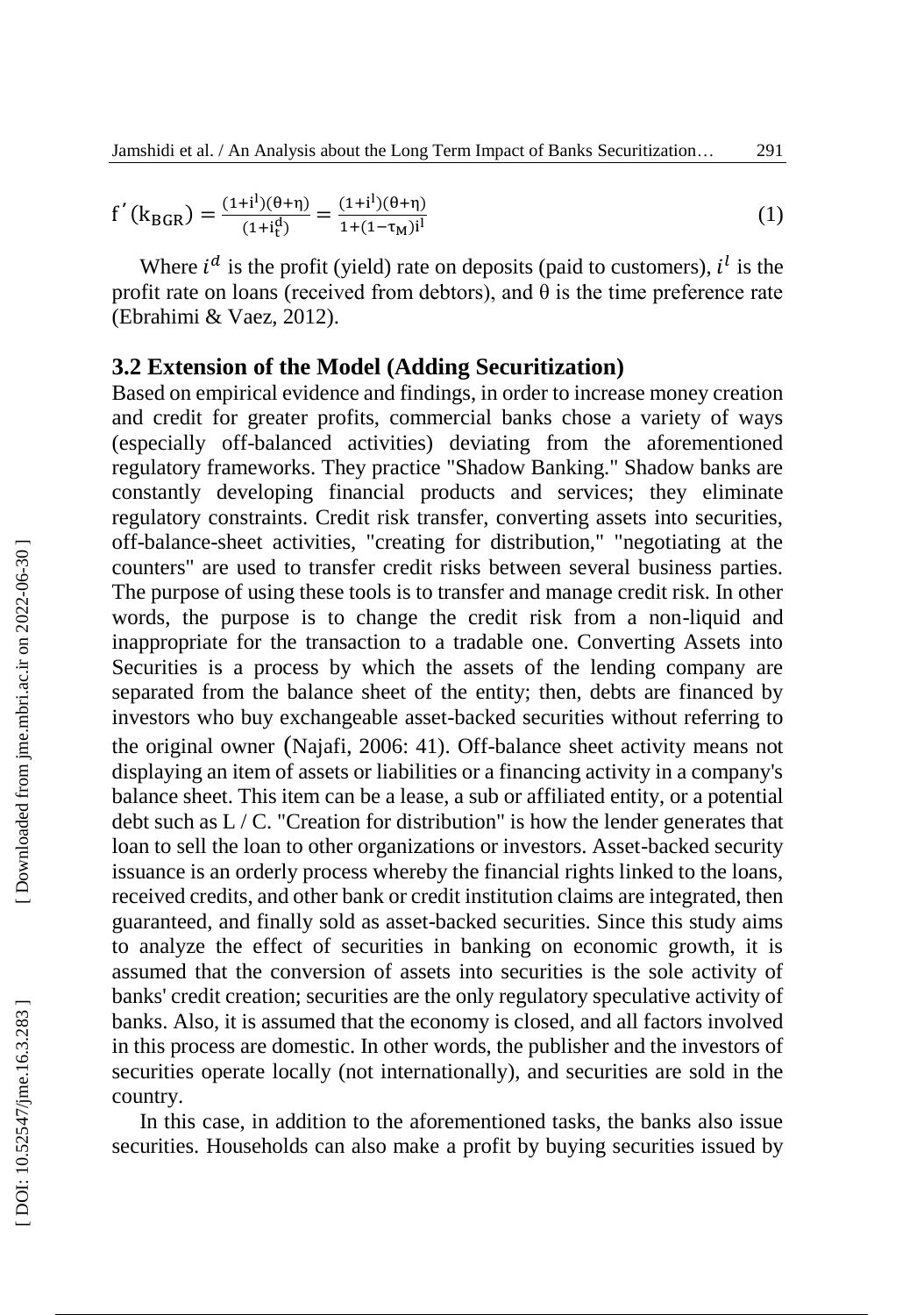$$f'(k_{BGR}) = \frac{(1+i^l)(\theta+\eta)}{(1+i_t^d)} = \frac{(1+i^l)(\theta+\eta)}{1+(1-\tau_M)i^l} \tag{1}$$

Where $i^d$ is the profit (yield) rate on deposits (paid to customers), $i^l$ is the profit rate on loans (received from debtors), and θ is the time preference rate (Ebrahimi & Vaez, 2012).

### 3.2 Extension of the Model (Adding Securitization)

Based on empirical evidence and findings, in order to increase money creation and credit for greater profits, commercial banks chose a variety of ways (especially off-balanced activities) deviating from the aforementioned regulatory frameworks. They practice "Shadow Banking." Shadow banks are constantly developing financial products and services; they eliminate regulatory constraints. Credit risk transfer, converting assets into securities, off-balance-sheet activities, "creating for distribution," "negotiating at the counters" are used to transfer credit risks between several business parties. The purpose of using these tools is to transfer and manage credit risk. In other words, the purpose is to change the credit risk from a non-liquid and inappropriate for the transaction to a tradable one. Converting Assets into Securities is a process by which the assets of the lending company are separated from the balance sheet of the entity; then, debts are financed by investors who buy exchangeable asset-backed securities without referring to the original owner (Najafi, 2006: 41). Off-balance sheet activity means not displaying an item of assets or liabilities or a financing activity in a company's balance sheet. This item can be a lease, a sub or affiliated entity, or a potential debt such as L / C. "Creation for distribution" is how the lender generates that loan to sell the loan to other organizations or investors. Asset-backed security issuance is an orderly process whereby the financial rights linked to the loans, received credits, and other bank or credit institution claims are integrated, then guaranteed, and finally sold as asset-backed securities. Since this study aims to analyze the effect of securities in banking on economic growth, it is assumed that the conversion of assets into securities is the sole activity of banks' credit creation; securities are the only regulatory speculative activity of banks. Also, it is assumed that the economy is closed, and all factors involved in this process are domestic. In other words, the publisher and the investors of securities operate locally (not internationally), and securities are sold in the country.

In this case, in addition to the aforementioned tasks, the banks also issue securities. Households can also make a profit by buying securities issued by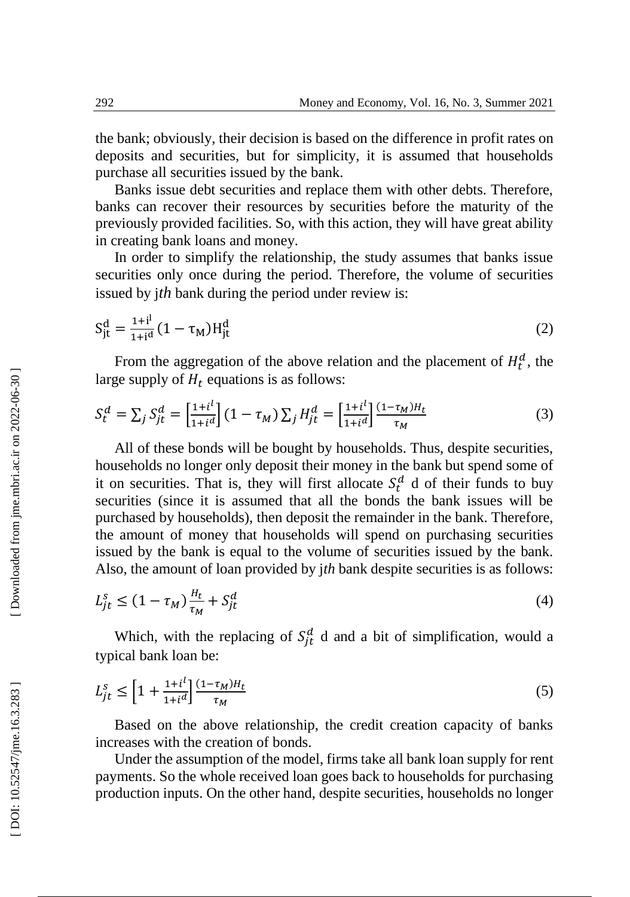the bank; obviously, their decision is based on the difference in profit rates on deposits and securities, but for simplicity, it is assumed that households purchase all securities issued by the bank.

Banks issue debt securities and replace them with other debts. Therefore, banks can recover their resources by securities before the maturity of the previously provided facilities. So, with this action, they will have great ability in creating bank loans and money.

In order to simplify the relationship, the study assumes that banks issue securities only once during the period. Therefore, the volume of securities issued by j*th* bank during the period under review is:

$$S_{jt}^{d} = \frac{1+i^{l}}{1+i^{d}}(1-\tau_{M})H_{jt}^{d} \tag{2}$$

From the aggregation of the above relation and the placement of $H_t^d$, the large supply of $H_t$ equations is as follows:

$$S_t^d = \sum_j S_{jt}^d = \left[\frac{1+i^l}{1+i^d}\right](1-\tau_M)\sum_j H_{jt}^d = \left[\frac{1+i^l}{1+i^d}\right]\frac{(1-\tau_M)H_t}{\tau_M} \tag{3}$$

All of these bonds will be bought by households. Thus, despite securities, households no longer only deposit their money in the bank but spend some of it on securities. That is, they will first allocate $S_t^d$ d of their funds to buy securities (since it is assumed that all the bonds the bank issues will be purchased by households), then deposit the remainder in the bank. Therefore, the amount of money that households will spend on purchasing securities issued by the bank is equal to the volume of securities issued by the bank. Also, the amount of loan provided by j*th* bank despite securities is as follows:

$$L_{jt}^s \leq (1-\tau_M)\frac{H_t}{\tau_M} + S_{jt}^d \tag{4}$$

Which, with the replacing of $S_{jt}^d$ d and a bit of simplification, would a typical bank loan be:

$$L_{jt}^s \leq \left[1 + \frac{1+i^l}{1+i^d}\right]\frac{(1-\tau_M)H_t}{\tau_M} \tag{5}$$

Based on the above relationship, the credit creation capacity of banks increases with the creation of bonds.

Under the assumption of the model, firms take all bank loan supply for rent payments. So the whole received loan goes back to households for purchasing production inputs. On the other hand, despite securities, households no longer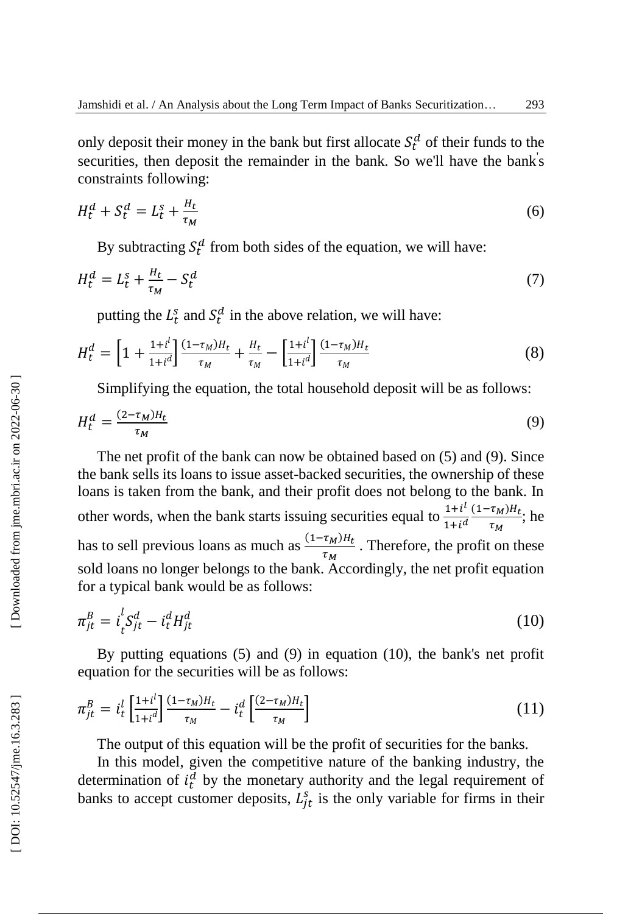only deposit their money in the bank but first allocate $S_t^d$ of their funds to the securities, then deposit the remainder in the bank. So we'll have the bank's constraints following:

$$H_t^d + S_t^d = L_t^s + \frac{H_t}{\tau_M} \tag{6}$$

By subtracting $S_t^d$ from both sides of the equation, we will have:

$$H_t^d = L_t^s + \frac{H_t}{\tau_M} - S_t^d \tag{7}$$

putting the $L_t^s$ and $S_t^d$ in the above relation, we will have:

$$H_t^d = \left[1 + \frac{1+i^l}{1+i^d}\right] \frac{(1-\tau_M)H_t}{\tau_M} + \frac{H_t}{\tau_M} - \left[\frac{1+i^l}{1+i^d}\right] \frac{(1-\tau_M)H_t}{\tau_M} \tag{8}$$

Simplifying the equation, the total household deposit will be as follows:

$$H_t^d = \frac{(2-\tau_M)H_t}{\tau_M} \tag{9}$$

The net profit of the bank can now be obtained based on (5) and (9). Since the bank sells its loans to issue asset-backed securities, the ownership of these loans is taken from the bank, and their profit does not belong to the bank. In other words, when the bank starts issuing securities equal to $\frac{1+i^l}{1+i^d} \frac{(1-\tau_M)H_t}{\tau_M}$; he has to sell previous loans as much as $\frac{(1-\tau_M)H_t}{\tau_M}$. Therefore, the profit on these sold loans no longer belongs to the bank. Accordingly, the net profit equation for a typical bank would be as follows:

$$\pi_{jt}^B = i_t^l S_{jt}^d - i_t^d H_{jt}^d \tag{10}$$

By putting equations (5) and (9) in equation (10), the bank's net profit equation for the securities will be as follows:

$$\pi_{jt}^B = i_t^l \left[\frac{1+i^l}{1+i^d}\right] \frac{(1-\tau_M)H_t}{\tau_M} - i_t^d \left[\frac{(2-\tau_M)H_t}{\tau_M}\right] \tag{11}$$

The output of this equation will be the profit of securities for the banks.

In this model, given the competitive nature of the banking industry, the determination of $i_t^d$ by the monetary authority and the legal requirement of banks to accept customer deposits, $L_{jt}^s$ is the only variable for firms in their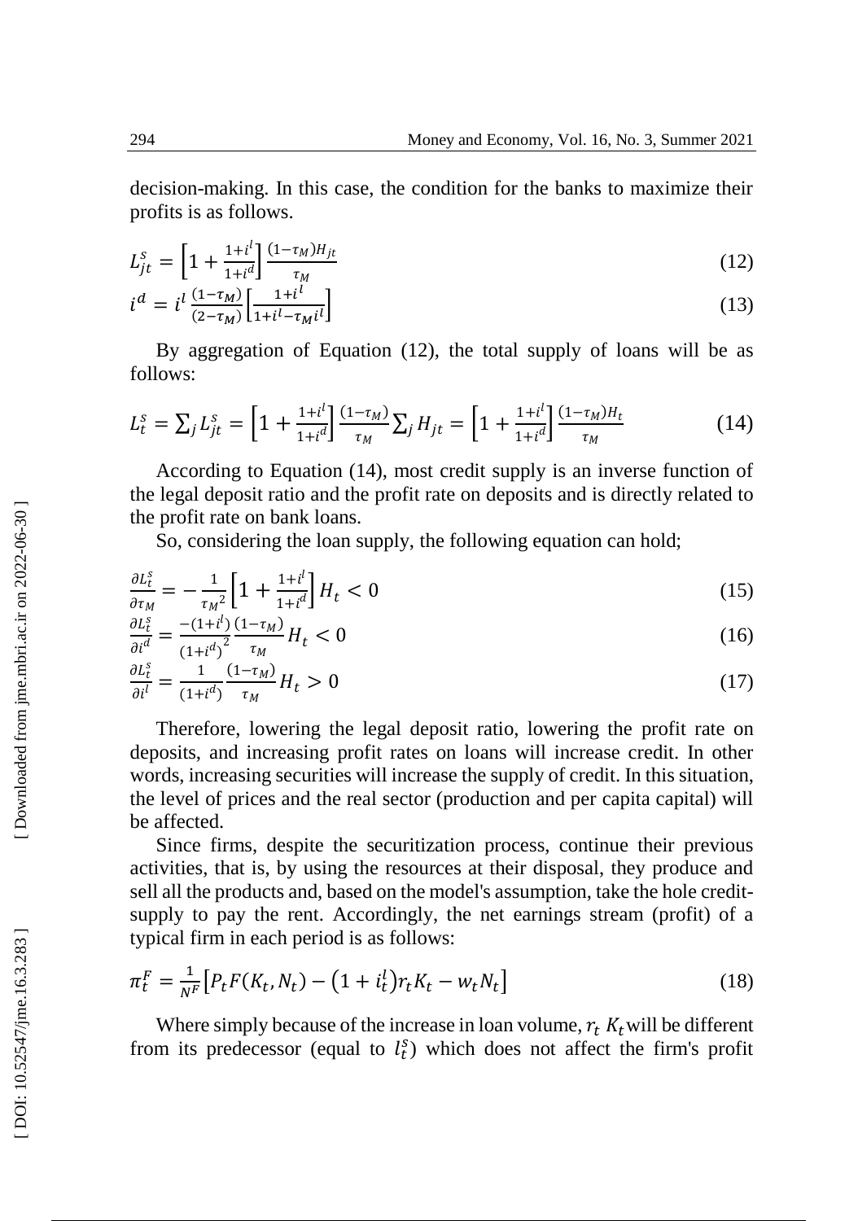decision-making. In this case, the condition for the banks to maximize their profits is as follows.

$$L_{jt}^{s} = \left[1 + \frac{1+i^{l}}{1+i^{d}}\right]\frac{(1-\tau_M)H_{jt}}{\tau_M} \tag{12}$$

$$i^{d} = i^{l}\,\frac{(1-\tau_M)}{(2-\tau_M)}\left[\frac{1+i^{l}}{1+i^{l}-\tau_M i^{l}}\right] \tag{13}$$

By aggregation of Equation (12), the total supply of loans will be as follows:

$$L_{t}^{s} = \sum_j L_{jt}^{s} = \left[1 + \frac{1+i^{l}}{1+i^{d}}\right]\frac{(1-\tau_M)}{\tau_M}\sum_j H_{jt} = \left[1 + \frac{1+i^{l}}{1+i^{d}}\right]\frac{(1-\tau_M)H_t}{\tau_M} \tag{14}$$

According to Equation (14), most credit supply is an inverse function of the legal deposit ratio and the profit rate on deposits and is directly related to the profit rate on bank loans.

So, considering the loan supply, the following equation can hold;

$$\frac{\partial L_t^s}{\partial \tau_M} = -\frac{1}{{\tau_M}^2}\left[1 + \frac{1+i^{l}}{1+i^{d}}\right]H_t < 0 \tag{15}$$

$$\frac{\partial L_t^s}{\partial i^d} = \frac{-(1+i^l)}{(1+i^d)^2}\frac{(1-\tau_M)}{\tau_M}H_t < 0 \tag{16}$$

$$\frac{\partial L_t^s}{\partial i^l} = \frac{1}{(1+i^d)}\frac{(1-\tau_M)}{\tau_M}H_t > 0 \tag{17}$$

Therefore, lowering the legal deposit ratio, lowering the profit rate on deposits, and increasing profit rates on loans will increase credit. In other words, increasing securities will increase the supply of credit. In this situation, the level of prices and the real sector (production and per capita capital) will be affected.

Since firms, despite the securitization process, continue their previous activities, that is, by using the resources at their disposal, they produce and sell all the products and, based on the model's assumption, take the hole credit-supply to pay the rent. Accordingly, the net earnings stream (profit) of a typical firm in each period is as follows:

$$\pi_t^F = \frac{1}{N^F}\left[P_t F(K_t, N_t) - \left(1 + i_t^l\right) r_t K_t - w_t N_t\right] \tag{18}$$

Where simply because of the increase in loan volume, $r_t\, K_t$ will be different from its predecessor (equal to $l_t^s$) which does not affect the firm's profit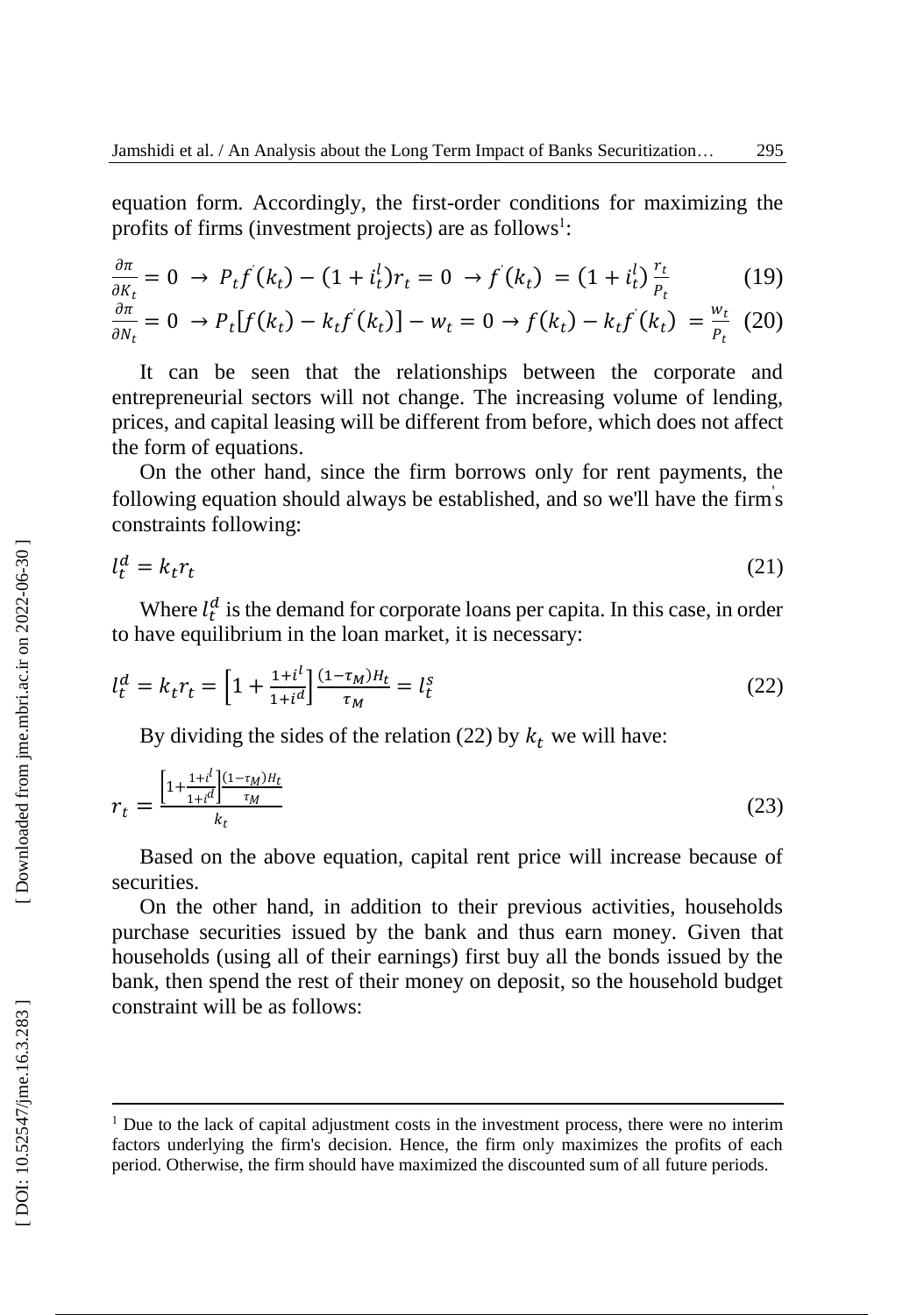equation form. Accordingly, the first-order conditions for maximizing the profits of firms (investment projects) are as follows[1]:

$$\frac{\partial \pi}{\partial K_t} = 0 \ \rightarrow \ P_t f^{'}(k_t) - (1 + i_t^l) r_t = 0 \ \rightarrow f^{'}(k_t) \ = (1 + i_t^l) \frac{r_t}{P_t} \qquad (19)$$

$$\frac{\partial \pi}{\partial N_t} = 0 \ \rightarrow P_t [f(k_t) - k_t f^{'}(k_t)] - w_t = 0 \rightarrow f(k_t) - k_t f^{'}(k_t) \ = \frac{w_t}{P_t} \quad (20)$$

It can be seen that the relationships between the corporate and entrepreneurial sectors will not change. The increasing volume of lending, prices, and capital leasing will be different from before, which does not affect the form of equations.

On the other hand, since the firm borrows only for rent payments, the following equation should always be established, and so we'll have the firm's constraints following:

$$l_t^d = k_t r_t \qquad (21)$$

Where $l_t^d$ is the demand for corporate loans per capita. In this case, in order to have equilibrium in the loan market, it is necessary:

$$l_t^d = k_t r_t = \left[1 + \frac{1+i^l}{1+i^d}\right] \frac{(1-\tau_M) H_t}{\tau_M} = l_t^s \qquad (22)$$

By dividing the sides of the relation (22) by $k_t$ we will have:

$$r_t = \frac{\left[1 + \frac{1+i^l}{1+i^d}\right] \frac{(1-\tau_M) H_t}{\tau_M}}{k_t} \qquad (23)$$

Based on the above equation, capital rent price will increase because of securities.

On the other hand, in addition to their previous activities, households purchase securities issued by the bank and thus earn money. Given that households (using all of their earnings) first buy all the bonds issued by the bank, then spend the rest of their money on deposit, so the household budget constraint will be as follows:

---

[1] Due to the lack of capital adjustment costs in the investment process, there were no interim factors underlying the firm's decision. Hence, the firm only maximizes the profits of each period. Otherwise, the firm should have maximized the discounted sum of all future periods.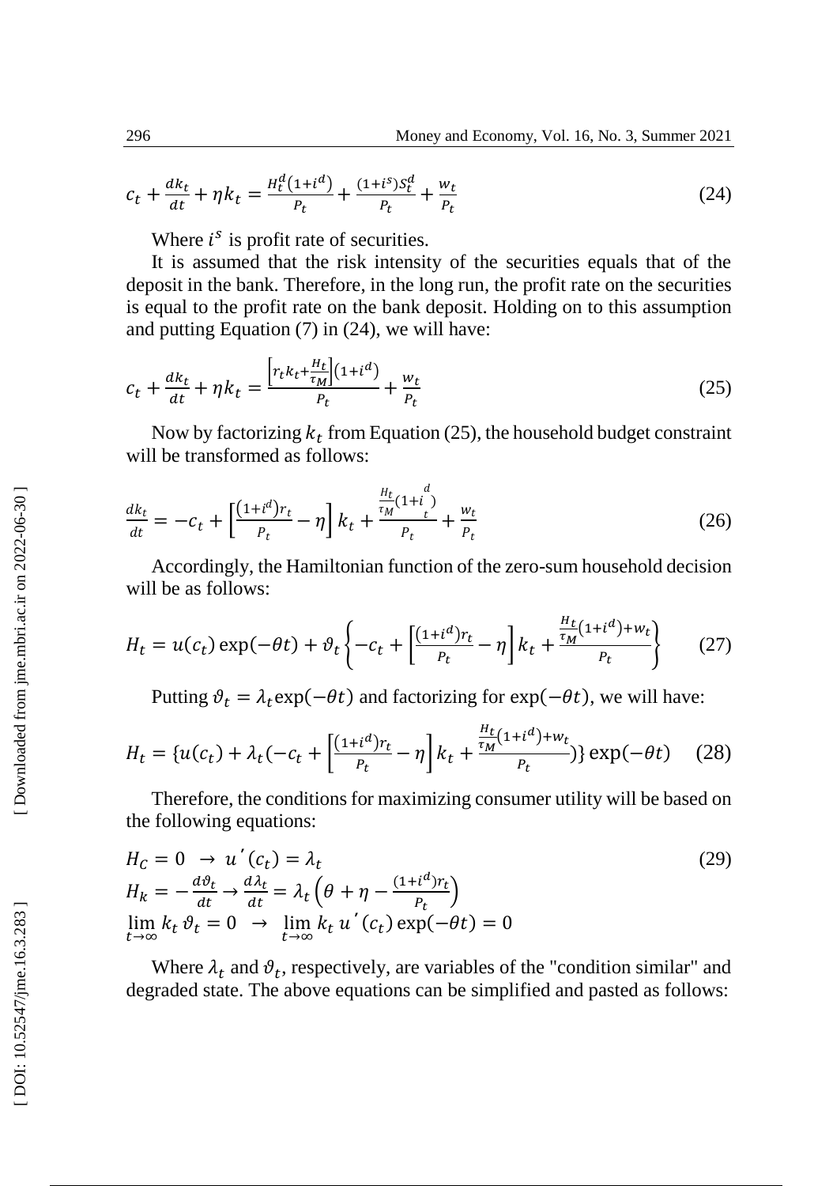$$c_t + \frac{dk_t}{dt} + \eta k_t = \frac{H_t^d(1+i^d)}{P_t} + \frac{(1+i^s)S_t^d}{P_t} + \frac{w_t}{P_t} \tag{24}$$

Where $i^s$ is profit rate of securities.

It is assumed that the risk intensity of the securities equals that of the deposit in the bank. Therefore, in the long run, the profit rate on the securities is equal to the profit rate on the bank deposit. Holding on to this assumption and putting Equation (7) in (24), we will have:

$$c_t + \frac{dk_t}{dt} + \eta k_t = \frac{\left[r_t k_t + \frac{H_t}{\tau_M}\right](1+i^d)}{P_t} + \frac{w_t}{P_t} \tag{25}$$

Now by factorizing $k_t$ from Equation (25), the household budget constraint will be transformed as follows:

$$\frac{dk_t}{dt} = -c_t + \left[\frac{(1+i^d)r_t}{P_t} - \eta\right] k_t + \frac{\frac{H_t}{\tau_M}(1+i_t^d)}{P_t} + \frac{w_t}{P_t} \tag{26}$$

Accordingly, the Hamiltonian function of the zero-sum household decision will be as follows:

$$H_t = u(c_t)\exp(-\theta t) + \vartheta_t\left\{-c_t + \left[\frac{(1+i^d)r_t}{P_t} - \eta\right] k_t + \frac{\frac{H_t}{\tau_M}(1+i^d) + w_t}{P_t}\right\} \tag{27}$$

Putting $\vartheta_t = \lambda_t \exp(-\theta t)$ and factorizing for $\exp(-\theta t)$, we will have:

$$H_t = \{u(c_t) + \lambda_t(-c_t + \left[\frac{(1+i^d)r_t}{P_t} - \eta\right] k_t + \frac{\frac{H_t}{\tau_M}(1+i^d) + w_t}{P_t})\}\exp(-\theta t) \tag{28}$$

Therefore, the conditions for maximizing consumer utility will be based on the following equations:

$$\begin{aligned}
&H_C = 0 \;\rightarrow\; u'(c_t) = \lambda_t \\
&H_k = -\frac{d\vartheta_t}{dt} \rightarrow \frac{d\lambda_t}{dt} = \lambda_t\left(\theta + \eta - \frac{(1+i^d)r_t}{P_t}\right) \\
&\lim_{t\to\infty} k_t\,\vartheta_t = 0 \;\rightarrow\; \lim_{t\to\infty} k_t\, u'(c_t)\exp(-\theta t) = 0
\end{aligned} \tag{29}$$

Where $\lambda_t$ and $\vartheta_t$, respectively, are variables of the "condition similar" and degraded state. The above equations can be simplified and pasted as follows: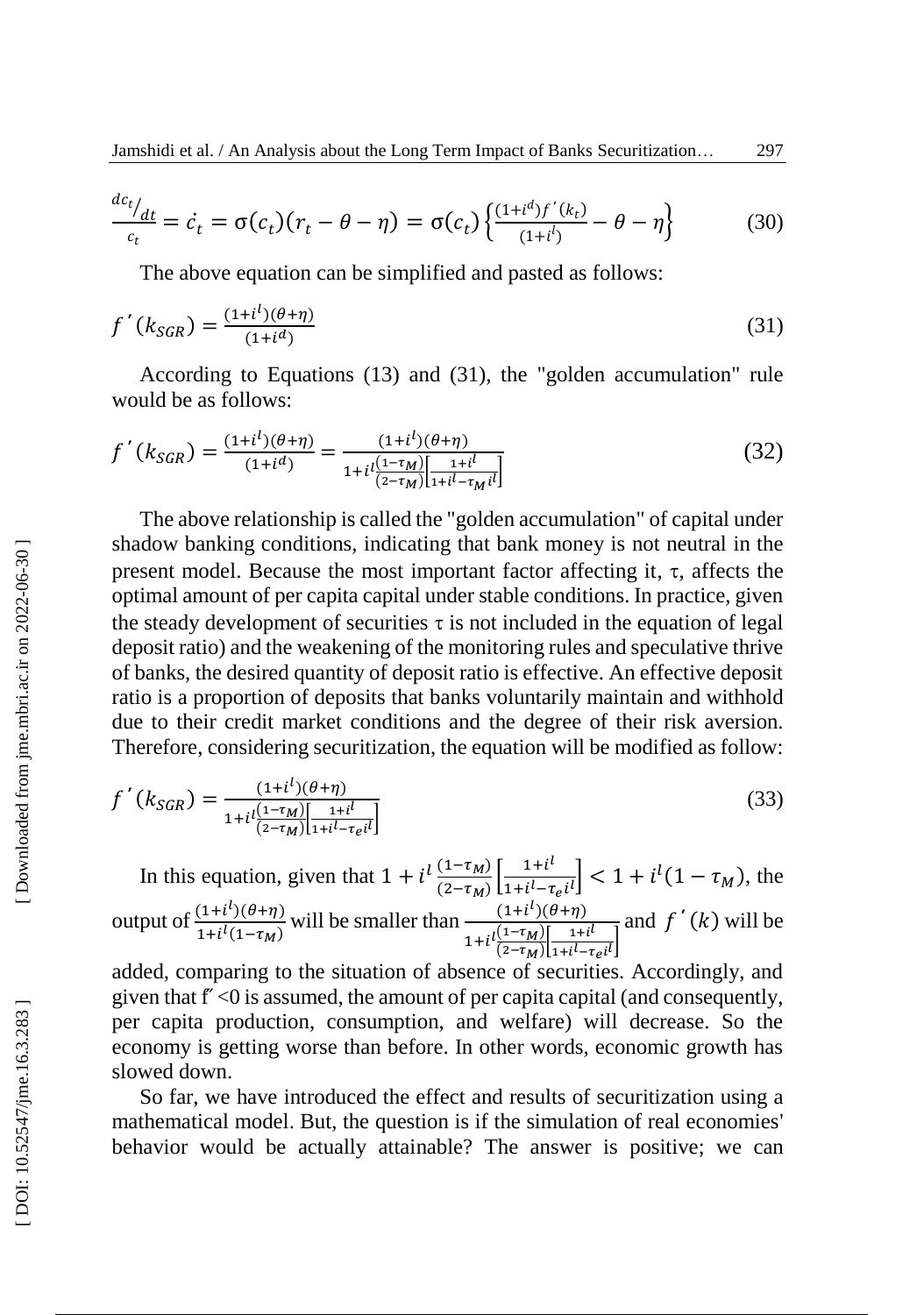$$\frac{dc_t/_{dt}}{c_t} = \dot{c_t} = \sigma(c_t)(r_t - \theta - \eta) = \sigma(c_t)\left\{\frac{(1+i^d)f'(k_t)}{(1+i^l)} - \theta - \eta\right\} \tag{30}$$

The above equation can be simplified and pasted as follows:

$$f'(k_{SGR}) = \frac{(1+i^l)(\theta+\eta)}{(1+i^d)} \tag{31}$$

According to Equations (13) and (31), the "golden accumulation" rule would be as follows:

$$f'(k_{SGR}) = \frac{(1+i^l)(\theta+\eta)}{(1+i^d)} = \frac{(1+i^l)(\theta+\eta)}{1+i^l\frac{(1-\tau_M)}{(2-\tau_M)}\left[\frac{1+i^l}{1+i^l-\tau_M i^l}\right]} \tag{32}$$

The above relationship is called the "golden accumulation" of capital under shadow banking conditions, indicating that bank money is not neutral in the present model. Because the most important factor affecting it, τ, affects the optimal amount of per capita capital under stable conditions. In practice, given the steady development of securities τ is not included in the equation of legal deposit ratio) and the weakening of the monitoring rules and speculative thrive of banks, the desired quantity of deposit ratio is effective. An effective deposit ratio is a proportion of deposits that banks voluntarily maintain and withhold due to their credit market conditions and the degree of their risk aversion. Therefore, considering securitization, the equation will be modified as follow:

$$f'(k_{SGR}) = \frac{(1+i^l)(\theta+\eta)}{1+i^l\frac{(1-\tau_M)}{(2-\tau_M)}\left[\frac{1+i^l}{1+i^l-\tau_e i^l}\right]} \tag{33}$$

In this equation, given that $1 + i^l\frac{(1-\tau_M)}{(2-\tau_M)}\left[\frac{1+i^l}{1+i^l-\tau_e i^l}\right] < 1 + i^l(1-\tau_M)$, the output of $\frac{(1+i^l)(\theta+\eta)}{1+i^l(1-\tau_M)}$ will be smaller than $\frac{(1+i^l)(\theta+\eta)}{1+i^l\frac{(1-\tau_M)}{(2-\tau_M)}\left[\frac{1+i^l}{1+i^l-\tau_e i^l}\right]}$ and $f'(k)$ will be added, comparing to the situation of absence of securities. Accordingly, and given that $f'' < 0$ is assumed, the amount of per capita capital (and consequently, per capita production, consumption, and welfare) will decrease. So the economy is getting worse than before. In other words, economic growth has slowed down.

So far, we have introduced the effect and results of securitization using a mathematical model. But, the question is if the simulation of real economies' behavior would be actually attainable? The answer is positive; we can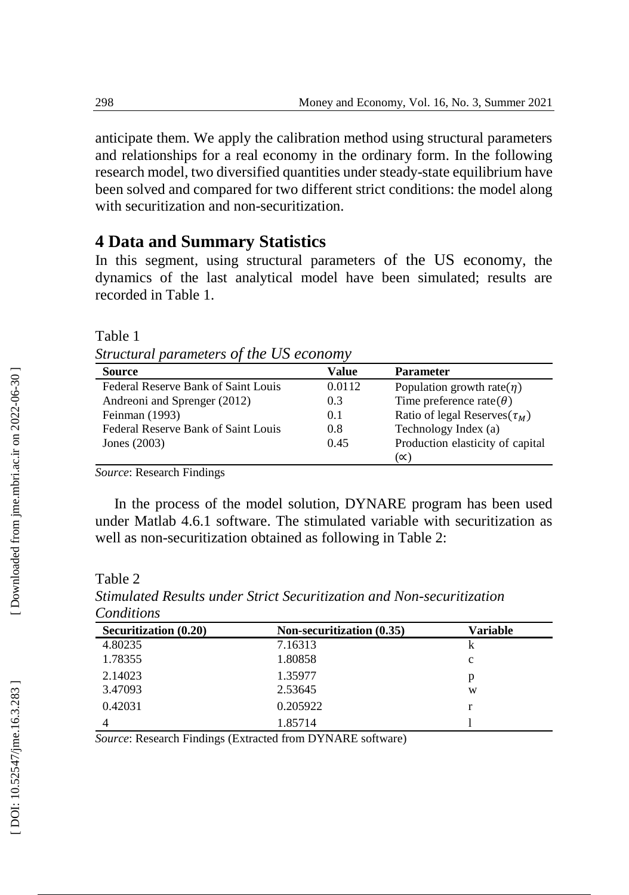anticipate them. We apply the calibration method using structural parameters and relationships for a real economy in the ordinary form. In the following research model, two diversified quantities under steady-state equilibrium have been solved and compared for two different strict conditions: the model along with securitization and non-securitization.

## 4 Data and Summary Statistics

In this segment, using structural parameters of the US economy, the dynamics of the last analytical model have been simulated; results are recorded in Table 1.

Table 1

*Structural parameters of the US economy*

| Source | Value | Parameter |
|---|---|---|
| Federal Reserve Bank of Saint Louis | 0.0112 | Population growth rate($\eta$) |
| Andreoni and Sprenger (2012) | 0.3 | Time preference rate($\theta$) |
| Feinman (1993) | 0.1 | Ratio of legal Reserves($\tau_M$) |
| Federal Reserve Bank of Saint Louis | 0.8 | Technology Index (a) |
| Jones (2003) | 0.45 | Production elasticity of capital ($\propto$) |

*Source*: Research Findings

In the process of the model solution, DYNARE program has been used under Matlab 4.6.1 software. The stimulated variable with securitization as well as non-securitization obtained as following in Table 2:

Table 2

*Stimulated Results under Strict Securitization and Non-securitization Conditions*

| Securitization (0.20) | Non-securitization (0.35) | Variable |
|---|---|---|
| 4.80235 | 7.16313 | k |
| 1.78355 | 1.80858 | c |
| 2.14023 | 1.35977 | p |
| 3.47093 | 2.53645 | w |
| 0.42031 | 0.205922 | r |
| 4 | 1.85714 | l |

*Source*: Research Findings (Extracted from DYNARE software)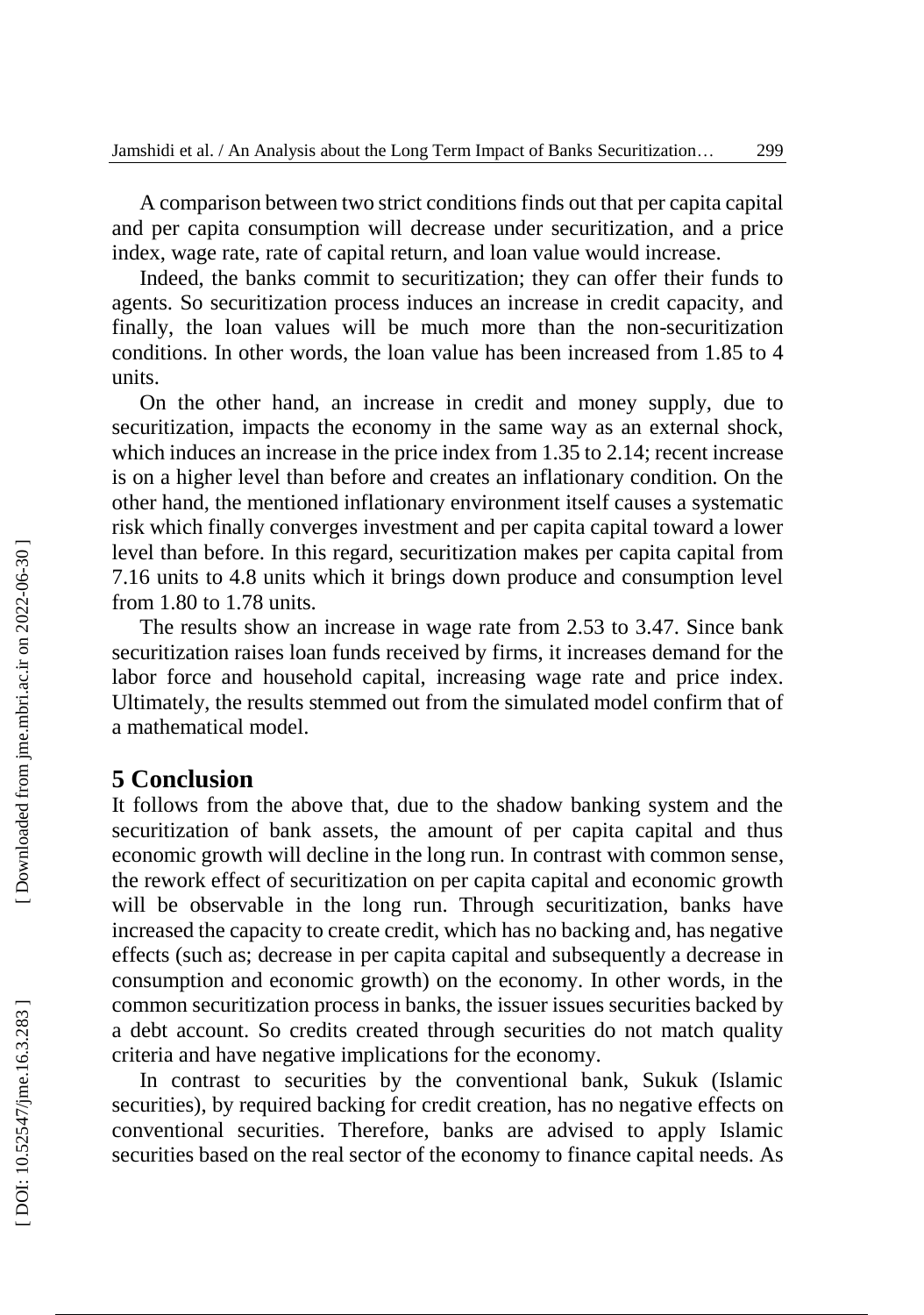A comparison between two strict conditions finds out that per capita capital and per capita consumption will decrease under securitization, and a price index, wage rate, rate of capital return, and loan value would increase.

Indeed, the banks commit to securitization; they can offer their funds to agents. So securitization process induces an increase in credit capacity, and finally, the loan values will be much more than the non-securitization conditions. In other words, the loan value has been increased from 1.85 to 4 units.

On the other hand, an increase in credit and money supply, due to securitization, impacts the economy in the same way as an external shock, which induces an increase in the price index from 1.35 to 2.14; recent increase is on a higher level than before and creates an inflationary condition. On the other hand, the mentioned inflationary environment itself causes a systematic risk which finally converges investment and per capita capital toward a lower level than before. In this regard, securitization makes per capita capital from 7.16 units to 4.8 units which it brings down produce and consumption level from 1.80 to 1.78 units.

The results show an increase in wage rate from 2.53 to 3.47. Since bank securitization raises loan funds received by firms, it increases demand for the labor force and household capital, increasing wage rate and price index. Ultimately, the results stemmed out from the simulated model confirm that of a mathematical model.

## 5 Conclusion

It follows from the above that, due to the shadow banking system and the securitization of bank assets, the amount of per capita capital and thus economic growth will decline in the long run. In contrast with common sense, the rework effect of securitization on per capita capital and economic growth will be observable in the long run. Through securitization, banks have increased the capacity to create credit, which has no backing and, has negative effects (such as; decrease in per capita capital and subsequently a decrease in consumption and economic growth) on the economy. In other words, in the common securitization process in banks, the issuer issues securities backed by a debt account. So credits created through securities do not match quality criteria and have negative implications for the economy.

In contrast to securities by the conventional bank, Sukuk (Islamic securities), by required backing for credit creation, has no negative effects on conventional securities. Therefore, banks are advised to apply Islamic securities based on the real sector of the economy to finance capital needs. As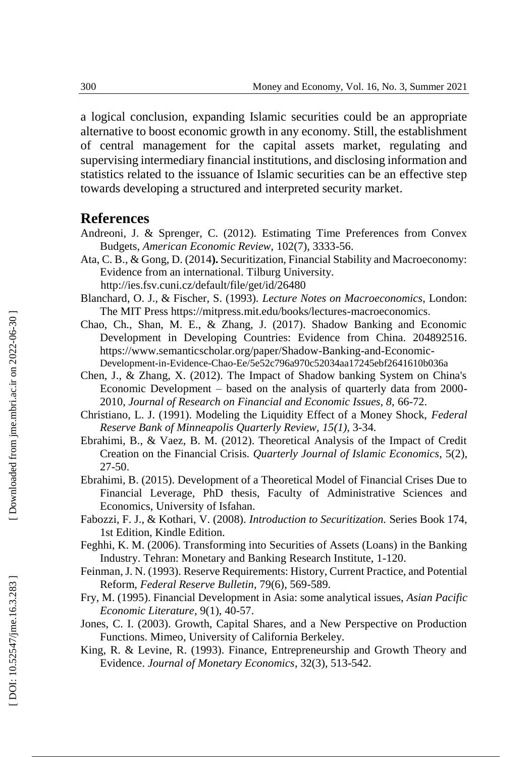a logical conclusion, expanding Islamic securities could be an appropriate alternative to boost economic growth in any economy. Still, the establishment of central management for the capital assets market, regulating and supervising intermediary financial institutions, and disclosing information and statistics related to the issuance of Islamic securities can be an effective step towards developing a structured and interpreted security market.

## References

Andreoni, J. & Sprenger, C. (2012). Estimating Time Preferences from Convex Budgets, *American Economic Review*, 102(7), 3333-56.

Ata, C. B., & Gong, D. (2014**).** Securitization, Financial Stability and Macroeconomy: Evidence from an international. Tilburg University. http://ies.fsv.cuni.cz/default/file/get/id/26480

Blanchard, O. J., & Fischer, S. (1993). *Lecture Notes on Macroeconomics*, London: The MIT Press https://mitpress.mit.edu/books/lectures-macroeconomics.

Chao, Ch., Shan, M. E., & Zhang, J. (2017). Shadow Banking and Economic Development in Developing Countries: Evidence from China. 204892516. https://www.semanticscholar.org/paper/Shadow-Banking-and-Economic-Development-in-Evidence-Chao-Ee/5e52c796a970c52034aa17245ebf2641610b036a

Chen, J., & Zhang, X. (2012). The Impact of Shadow banking System on China's Economic Development – based on the analysis of quarterly data from 2000-2010, *Journal of Research on Financial and Economic Issues, 8,* 66-72.

Christiano, L. J. (1991). Modeling the Liquidity Effect of a Money Shock, *Federal Reserve Bank of Minneapolis Quarterly Review, 15(1),* 3-34.

Ebrahimi, B., & Vaez, B. M. (2012). Theoretical Analysis of the Impact of Credit Creation on the Financial Crisis. *Quarterly Journal of Islamic Economics*, 5(2), 27-50.

Ebrahimi, B. (2015). Development of a Theoretical Model of Financial Crises Due to Financial Leverage, PhD thesis, Faculty of Administrative Sciences and Economics, University of Isfahan.

Fabozzi, F. J., & Kothari, V. (2008). *Introduction to Securitization.* Series Book 174, 1st Edition, Kindle Edition.

Feghhi, K. M. (2006). Transforming into Securities of Assets (Loans) in the Banking Industry. Tehran: Monetary and Banking Research Institute, 1-120.

Feinman, J. N. (1993). Reserve Requirements: History, Current Practice, and Potential Reform, *Federal Reserve Bulletin*, 79(6), 569-589.

Fry, M. (1995). Financial Development in Asia: some analytical issues, *Asian Pacific Economic Literature*, 9(1), 40-57.

Jones, C. I. (2003). Growth, Capital Shares, and a New Perspective on Production Functions. Mimeo, University of California Berkeley.

King, R. & Levine, R. (1993). Finance, Entrepreneurship and Growth Theory and Evidence. *Journal of Monetary Economics*, 32(3), 513-542.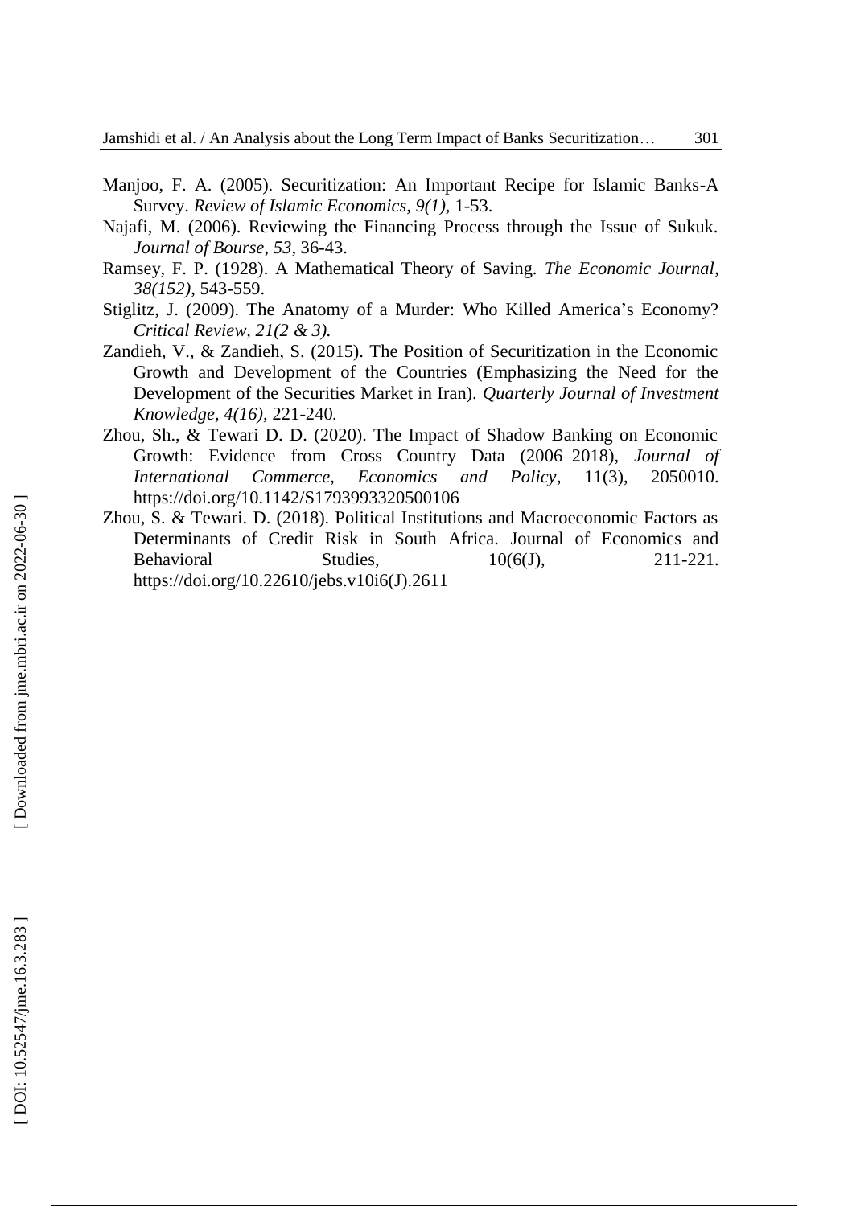Manjoo, F. A. (2005). Securitization: An Important Recipe for Islamic Banks-A Survey. *Review of Islamic Economics*, *9(1)*, 1-53.

Najafi, M. (2006). Reviewing the Financing Process through the Issue of Sukuk. *Journal of Bourse*, *53*, 36-43.

Ramsey, F. P. (1928). A Mathematical Theory of Saving. *The Economic Journal*, *38(152)*, 543-559.

Stiglitz, J. (2009). The Anatomy of a Murder: Who Killed America's Economy? *Critical Review*, *21(2 & 3).*

Zandieh, V., & Zandieh, S. (2015). The Position of Securitization in the Economic Growth and Development of the Countries (Emphasizing the Need for the Development of the Securities Market in Iran). *Quarterly Journal of Investment Knowledge*, *4(16)*, 221-240*.*

Zhou, Sh., & Tewari D. D. (2020). The Impact of Shadow Banking on Economic Growth: Evidence from Cross Country Data (2006–2018), *Journal of International Commerce, Economics and Policy*, 11(3), 2050010. https://doi.org/10.1142/S1793993320500106

Zhou, S. & Tewari. D. (2018). Political Institutions and Macroeconomic Factors as Determinants of Credit Risk in South Africa. Journal of Economics and Behavioral Studies, 10(6(J), 211-221. https://doi.org/10.22610/jebs.v10i6(J).2611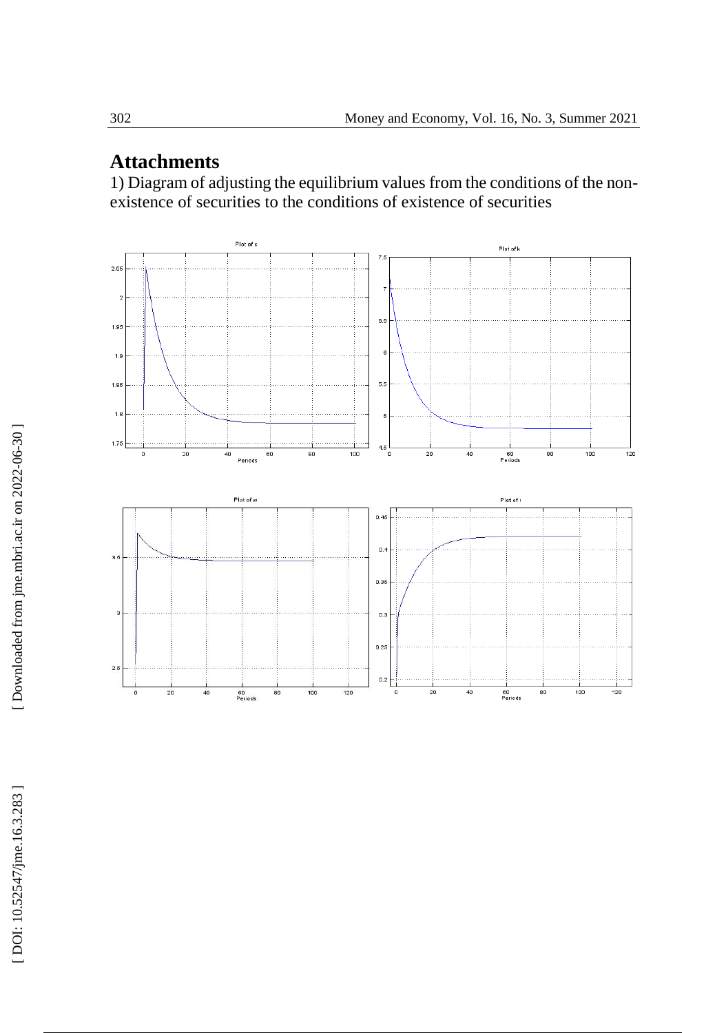# Attachments

1) Diagram of adjusting the equilibrium values from the conditions of the non-existence of securities to the conditions of existence of securities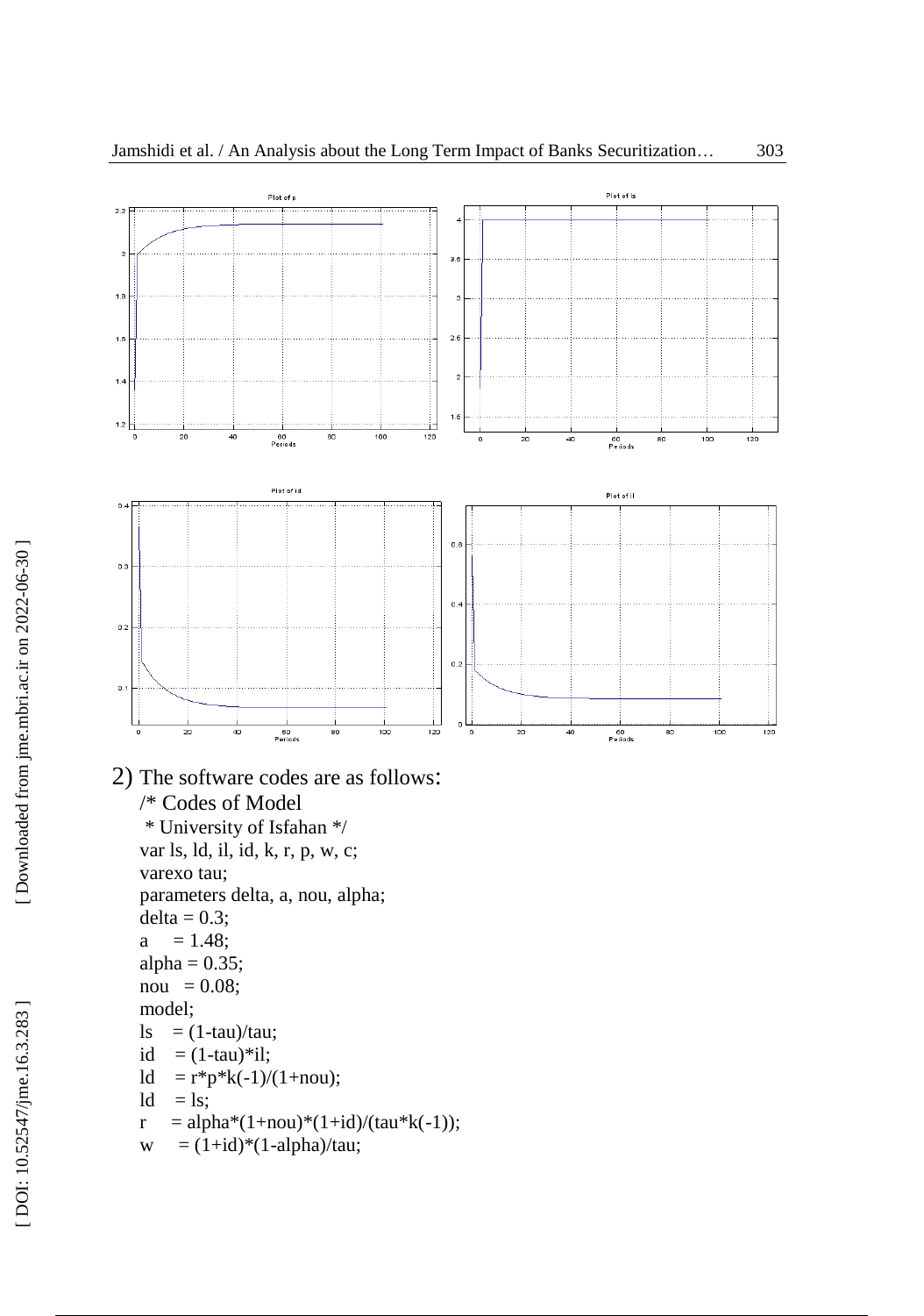2) The software codes are as follows:

```
/* Codes of Model
 * University of Isfahan */
var ls, ld, il, id, k, r, p, w, c;
varexo tau;
parameters delta, a, nou, alpha;
delta = 0.3;
a     = 1.48;
alpha = 0.35;
nou   = 0.08;
model;
ls    = (1-tau)/tau;
id    = (1-tau)*il;
ld    = r*p*k(-1)/(1+nou);
ld    = ls;
r     = alpha*(1+nou)*(1+id)/(tau*k(-1));
w     = (1+id)*(1-alpha)/tau;
```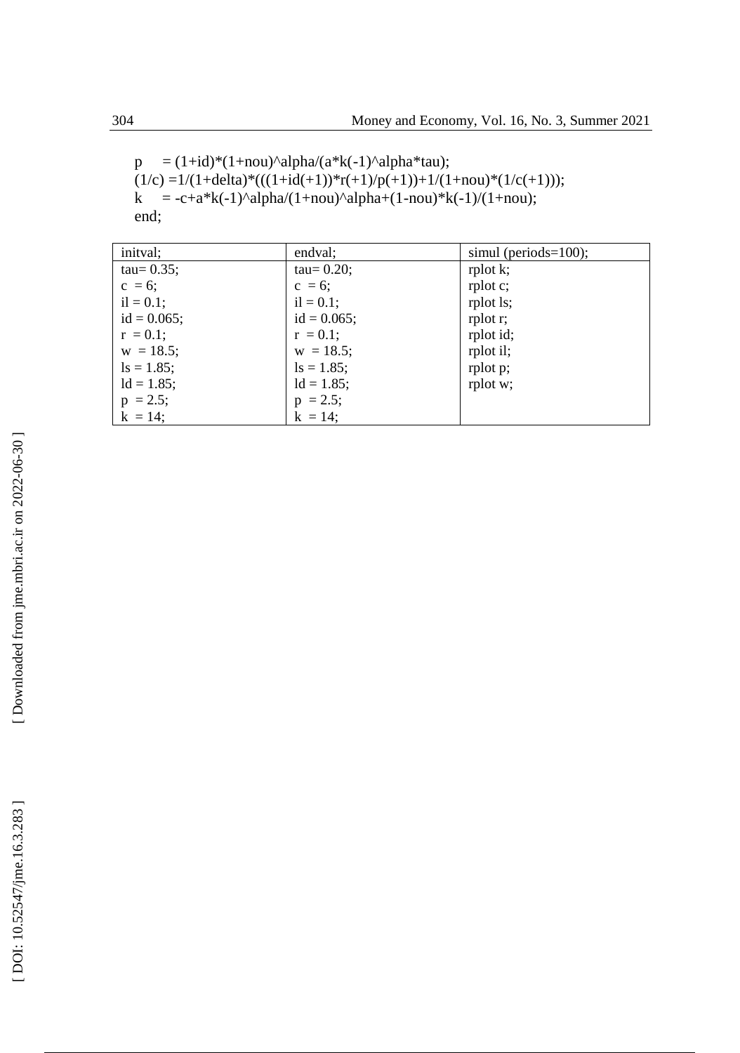```
p     = (1+id)*(1+nou)^alpha/(a*k(-1)^alpha*tau);
(1/c) =1/(1+delta)*(((1+id(+1))*r(+1)/p(+1))+1/(1+nou)*(1/c(+1)));
k     = -c+a*k(-1)^alpha/(1+nou)^alpha+(1-nou)*k(-1)/(1+nou);
end;
```

| initval; | endval; | simul (periods=100); |
|---|---|---|
| tau= 0.35; | tau= 0.20; | rplot k; |
| c  = 6; | c  = 6; | rplot c; |
| il = 0.1; | il = 0.1; | rplot ls; |
| id = 0.065; | id = 0.065; | rplot r; |
| r  = 0.1; | r  = 0.1; | rplot id; |
| w  = 18.5; | w  = 18.5; | rplot il; |
| ls = 1.85; | ls = 1.85; | rplot p; |
| ld = 1.85; | ld = 1.85; | rplot w; |
| p  = 2.5; | p  = 2.5; | |
| k  = 14; | k  = 14; | |